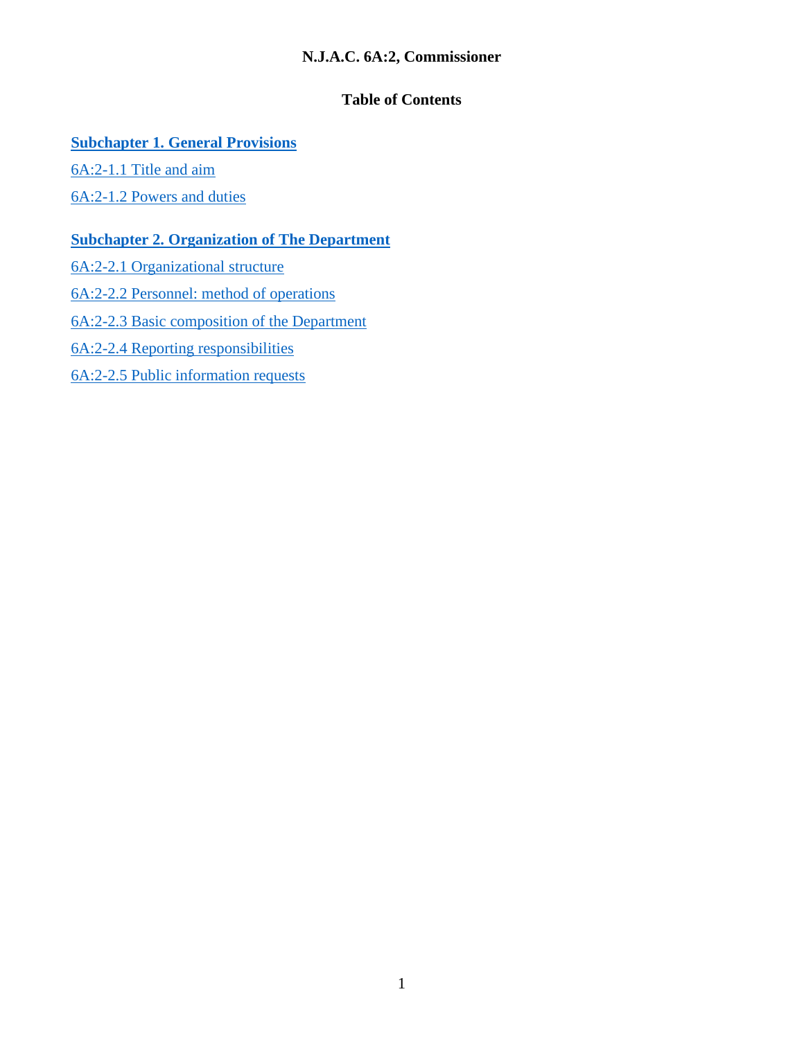# N.J.A.C. 6A:2, Commissioner

## Table of Contents

**Subchapter 1. General Provisions**

6A:2-1.1 Title and aim

6A:2-1.2 Powers and duties

**Subchapter 2. Organization of The Department**

6A:2-2.1 Organizational structure

6A:2-2.2 Personnel: method of operations

6A:2-2.3 Basic composition of the Department

6A:2-2.4 Reporting responsibilities

6A:2-2.5 Public information requests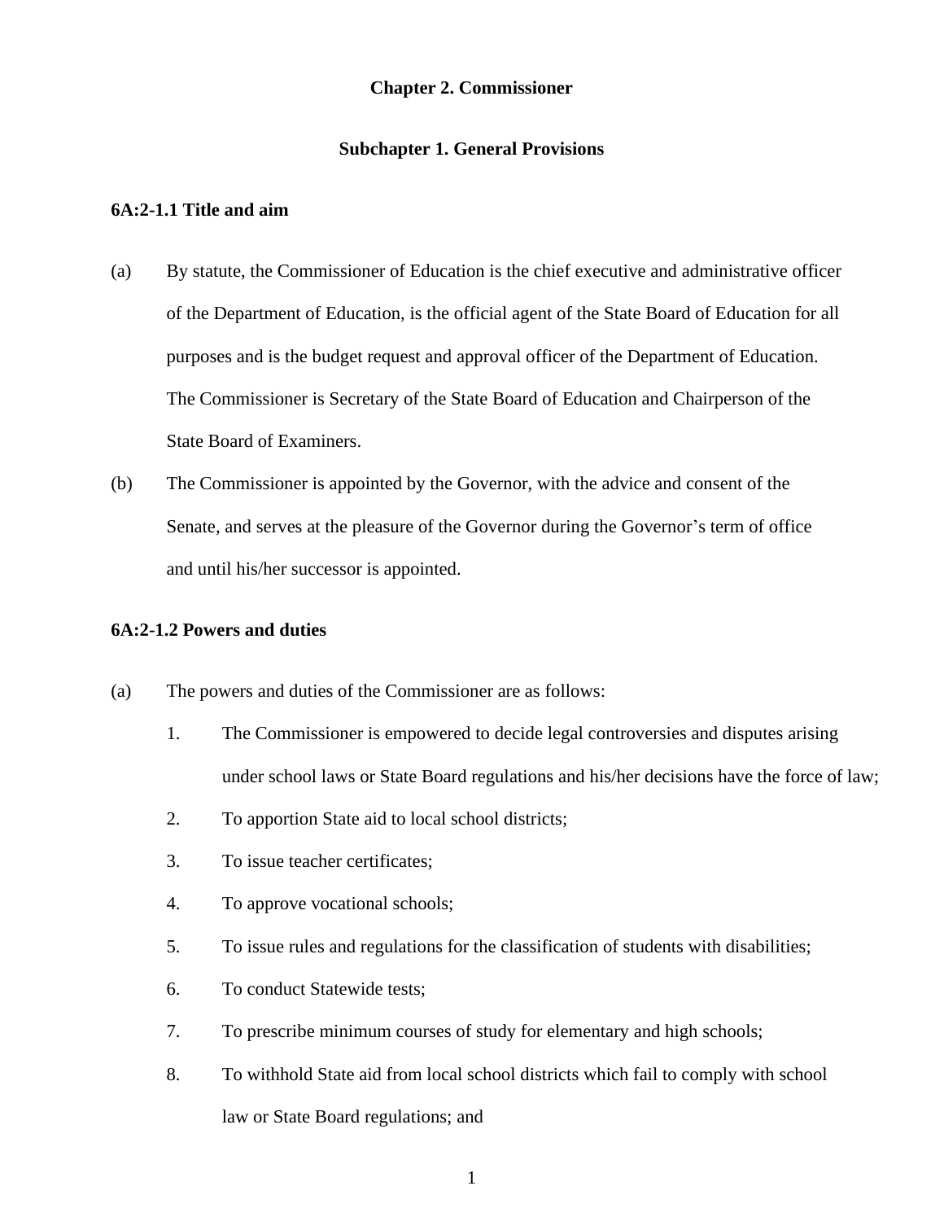## Chapter 2. Commissioner

### Subchapter 1. General Provisions

**6A:2-1.1 Title and aim**

(a) By statute, the Commissioner of Education is the chief executive and administrative officer of the Department of Education, is the official agent of the State Board of Education for all purposes and is the budget request and approval officer of the Department of Education. The Commissioner is Secretary of the State Board of Education and Chairperson of the State Board of Examiners.

(b) The Commissioner is appointed by the Governor, with the advice and consent of the Senate, and serves at the pleasure of the Governor during the Governor's term of office and until his/her successor is appointed.

**6A:2-1.2 Powers and duties**

(a) The powers and duties of the Commissioner are as follows:

1. The Commissioner is empowered to decide legal controversies and disputes arising under school laws or State Board regulations and his/her decisions have the force of law;
2. To apportion State aid to local school districts;
3. To issue teacher certificates;
4. To approve vocational schools;
5. To issue rules and regulations for the classification of students with disabilities;
6. To conduct Statewide tests;
7. To prescribe minimum courses of study for elementary and high schools;
8. To withhold State aid from local school districts which fail to comply with school law or State Board regulations; and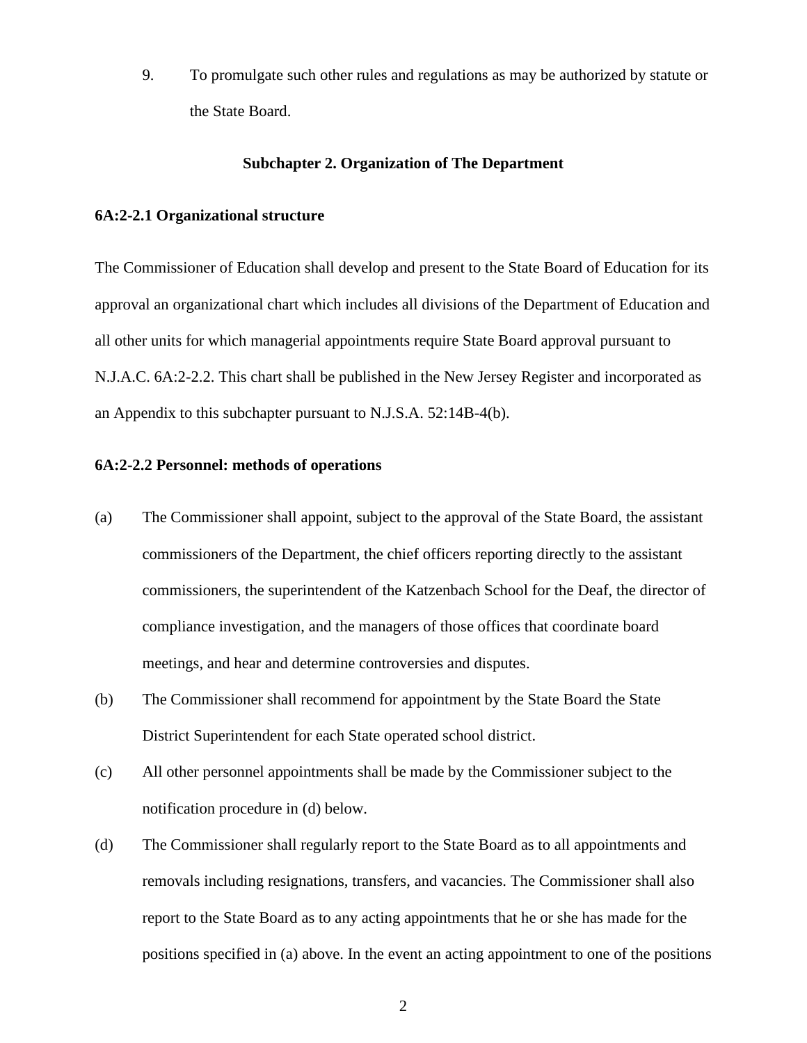9. To promulgate such other rules and regulations as may be authorized by statute or the State Board.

## Subchapter 2. Organization of The Department

### 6A:2-2.1 Organizational structure

The Commissioner of Education shall develop and present to the State Board of Education for its approval an organizational chart which includes all divisions of the Department of Education and all other units for which managerial appointments require State Board approval pursuant to N.J.A.C. 6A:2-2.2. This chart shall be published in the New Jersey Register and incorporated as an Appendix to this subchapter pursuant to N.J.S.A. 52:14B-4(b).

### 6A:2-2.2 Personnel: methods of operations

(a) The Commissioner shall appoint, subject to the approval of the State Board, the assistant commissioners of the Department, the chief officers reporting directly to the assistant commissioners, the superintendent of the Katzenbach School for the Deaf, the director of compliance investigation, and the managers of those offices that coordinate board meetings, and hear and determine controversies and disputes.

(b) The Commissioner shall recommend for appointment by the State Board the State District Superintendent for each State operated school district.

(c) All other personnel appointments shall be made by the Commissioner subject to the notification procedure in (d) below.

(d) The Commissioner shall regularly report to the State Board as to all appointments and removals including resignations, transfers, and vacancies. The Commissioner shall also report to the State Board as to any acting appointments that he or she has made for the positions specified in (a) above. In the event an acting appointment to one of the positions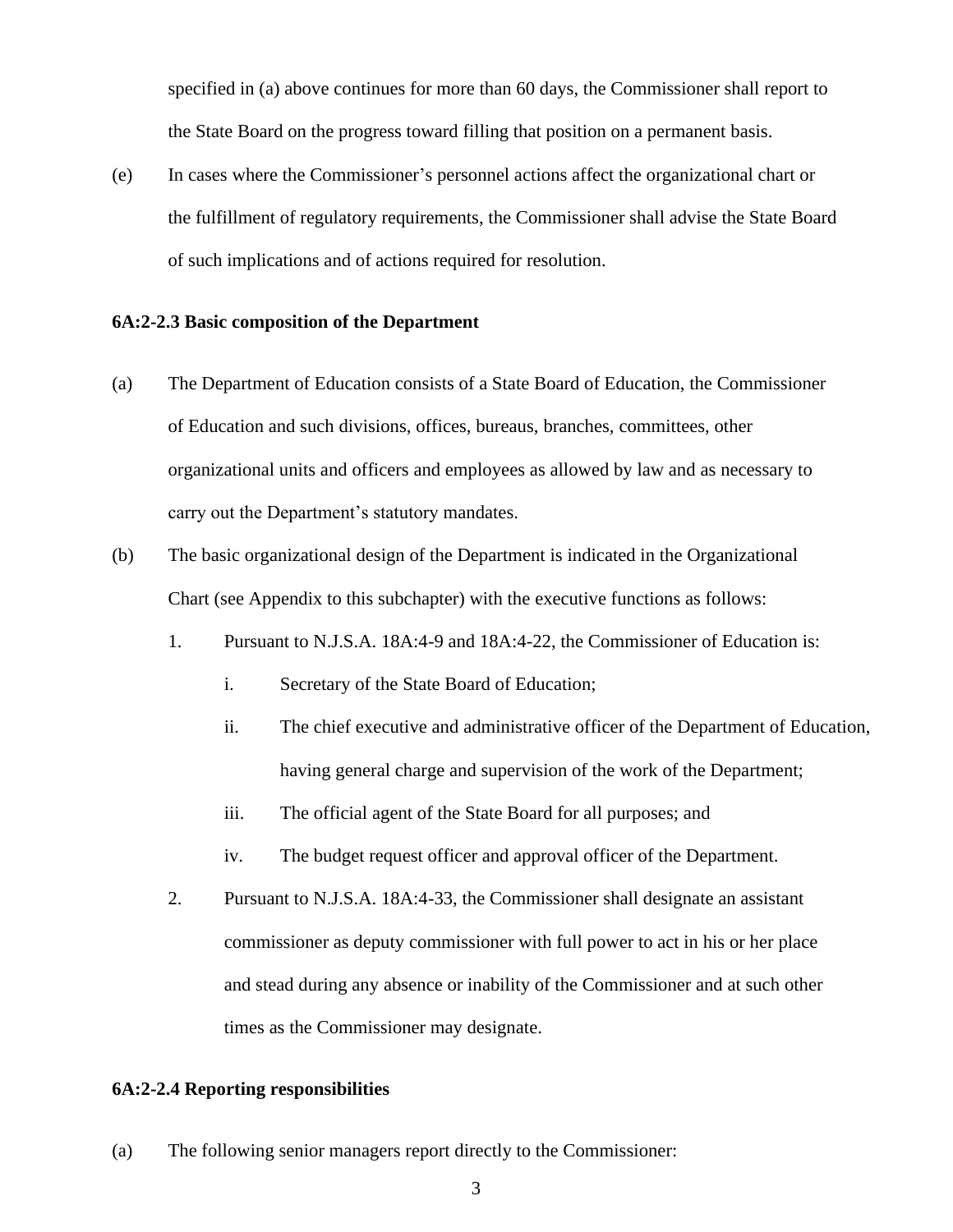specified in (a) above continues for more than 60 days, the Commissioner shall report to the State Board on the progress toward filling that position on a permanent basis.

(e) In cases where the Commissioner's personnel actions affect the organizational chart or the fulfillment of regulatory requirements, the Commissioner shall advise the State Board of such implications and of actions required for resolution.

**6A:2-2.3 Basic composition of the Department**

(a) The Department of Education consists of a State Board of Education, the Commissioner of Education and such divisions, offices, bureaus, branches, committees, other organizational units and officers and employees as allowed by law and as necessary to carry out the Department's statutory mandates.

(b) The basic organizational design of the Department is indicated in the Organizational Chart (see Appendix to this subchapter) with the executive functions as follows:

1. Pursuant to N.J.S.A. 18A:4-9 and 18A:4-22, the Commissioner of Education is:
   - i. Secretary of the State Board of Education;
   - ii. The chief executive and administrative officer of the Department of Education, having general charge and supervision of the work of the Department;
   - iii. The official agent of the State Board for all purposes; and
   - iv. The budget request officer and approval officer of the Department.
2. Pursuant to N.J.S.A. 18A:4-33, the Commissioner shall designate an assistant commissioner as deputy commissioner with full power to act in his or her place and stead during any absence or inability of the Commissioner and at such other times as the Commissioner may designate.

**6A:2-2.4 Reporting responsibilities**

(a) The following senior managers report directly to the Commissioner: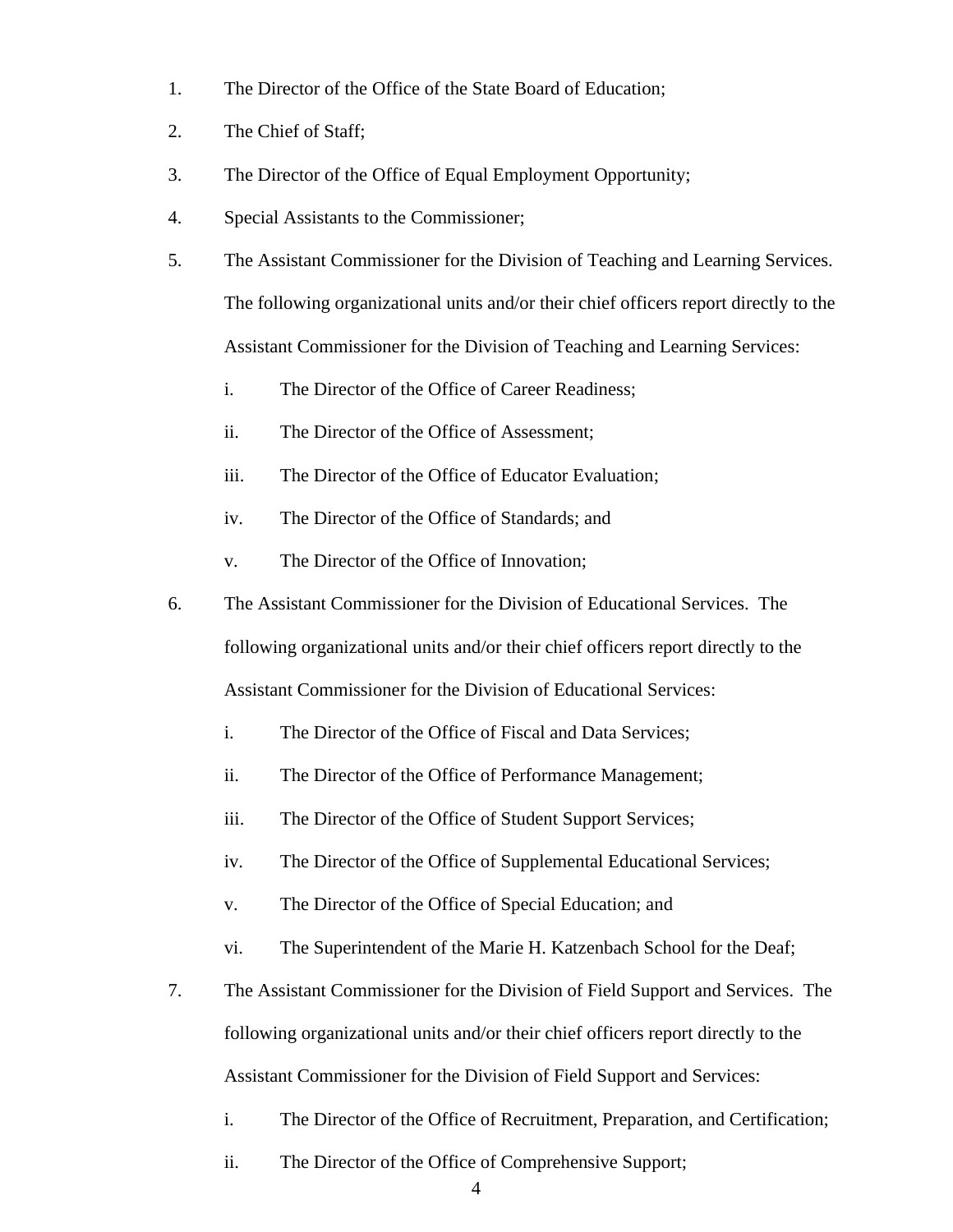1. The Director of the Office of the State Board of Education;
2. The Chief of Staff;
3. The Director of the Office of Equal Employment Opportunity;
4. Special Assistants to the Commissioner;
5. The Assistant Commissioner for the Division of Teaching and Learning Services. The following organizational units and/or their chief officers report directly to the Assistant Commissioner for the Division of Teaching and Learning Services:
    i. The Director of the Office of Career Readiness;
    ii. The Director of the Office of Assessment;
    iii. The Director of the Office of Educator Evaluation;
    iv. The Director of the Office of Standards; and
    v. The Director of the Office of Innovation;
6. The Assistant Commissioner for the Division of Educational Services. The following organizational units and/or their chief officers report directly to the Assistant Commissioner for the Division of Educational Services:
    i. The Director of the Office of Fiscal and Data Services;
    ii. The Director of the Office of Performance Management;
    iii. The Director of the Office of Student Support Services;
    iv. The Director of the Office of Supplemental Educational Services;
    v. The Director of the Office of Special Education; and
    vi. The Superintendent of the Marie H. Katzenbach School for the Deaf;
7. The Assistant Commissioner for the Division of Field Support and Services. The following organizational units and/or their chief officers report directly to the Assistant Commissioner for the Division of Field Support and Services:
    i. The Director of the Office of Recruitment, Preparation, and Certification;
    ii. The Director of the Office of Comprehensive Support;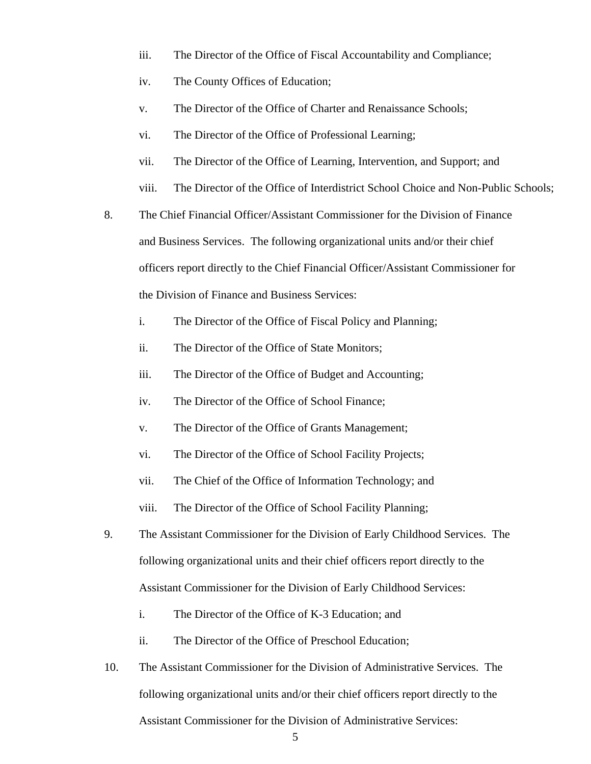iii. The Director of the Office of Fiscal Accountability and Compliance;

   iv. The County Offices of Education;

   v. The Director of the Office of Charter and Renaissance Schools;

   vi. The Director of the Office of Professional Learning;

   vii. The Director of the Office of Learning, Intervention, and Support; and

   viii. The Director of the Office of Interdistrict School Choice and Non-Public Schools;

8. The Chief Financial Officer/Assistant Commissioner for the Division of Finance and Business Services. The following organizational units and/or their chief officers report directly to the Chief Financial Officer/Assistant Commissioner for the Division of Finance and Business Services:

   i. The Director of the Office of Fiscal Policy and Planning;

   ii. The Director of the Office of State Monitors;

   iii. The Director of the Office of Budget and Accounting;

   iv. The Director of the Office of School Finance;

   v. The Director of the Office of Grants Management;

   vi. The Director of the Office of School Facility Projects;

   vii. The Chief of the Office of Information Technology; and

   viii. The Director of the Office of School Facility Planning;

9. The Assistant Commissioner for the Division of Early Childhood Services. The following organizational units and their chief officers report directly to the Assistant Commissioner for the Division of Early Childhood Services:

   i. The Director of the Office of K-3 Education; and

   ii. The Director of the Office of Preschool Education;

10. The Assistant Commissioner for the Division of Administrative Services. The following organizational units and/or their chief officers report directly to the Assistant Commissioner for the Division of Administrative Services: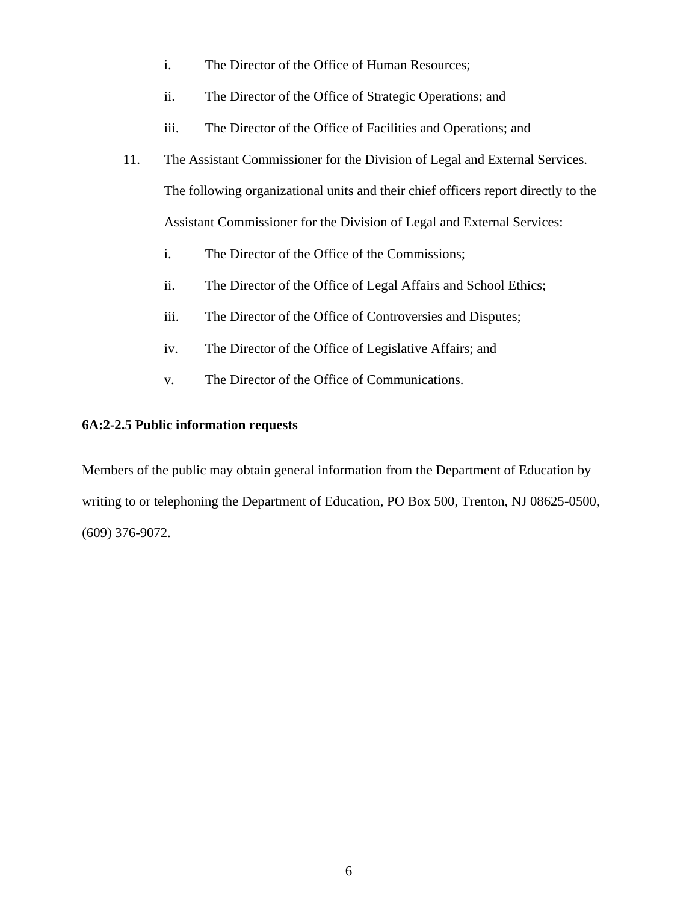i. The Director of the Office of Human Resources;

ii. The Director of the Office of Strategic Operations; and

iii. The Director of the Office of Facilities and Operations; and

11. The Assistant Commissioner for the Division of Legal and External Services. The following organizational units and their chief officers report directly to the Assistant Commissioner for the Division of Legal and External Services:

 i. The Director of the Office of the Commissions;

 ii. The Director of the Office of Legal Affairs and School Ethics;

 iii. The Director of the Office of Controversies and Disputes;

 iv. The Director of the Office of Legislative Affairs; and

 v. The Director of the Office of Communications.

**6A:2-2.5 Public information requests**

Members of the public may obtain general information from the Department of Education by writing to or telephoning the Department of Education, PO Box 500, Trenton, NJ 08625-0500, (609) 376-9072.